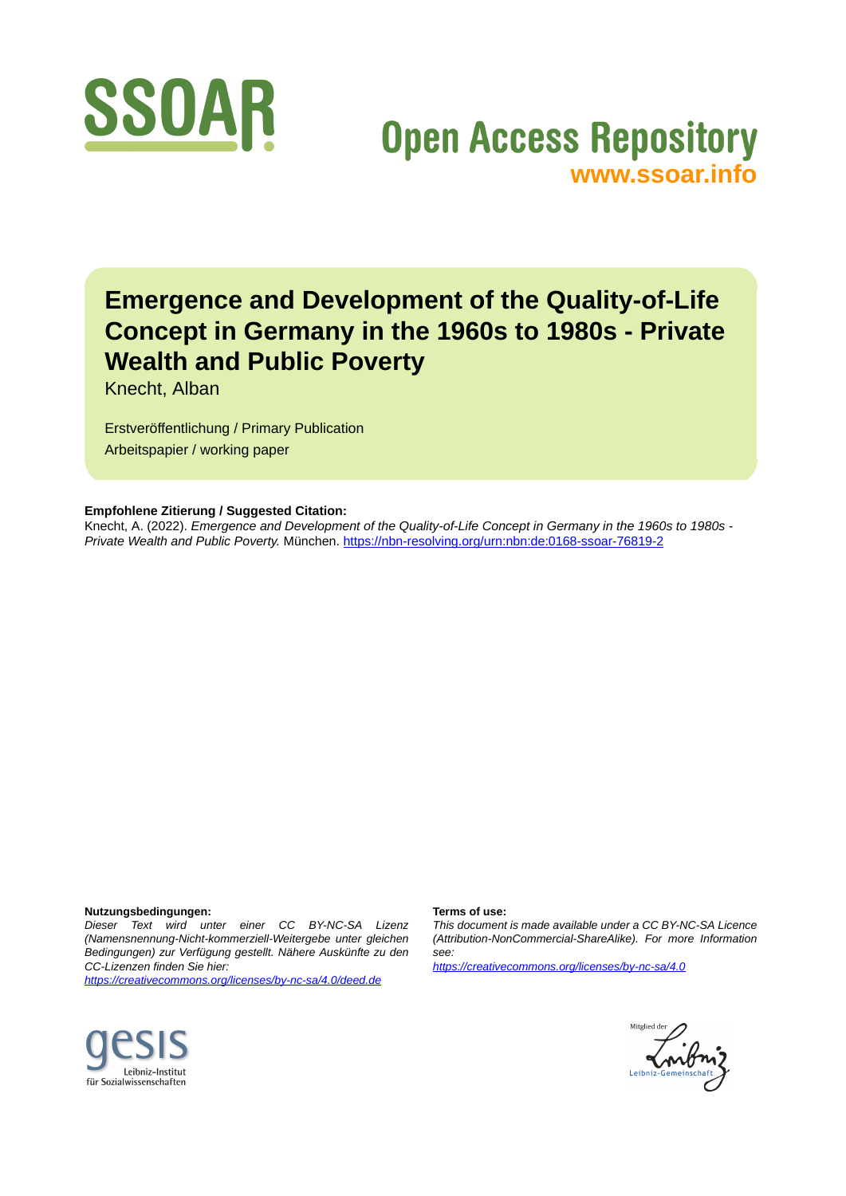SSOAR

Open Access Repository
www.ssoar.info

# Emergence and Development of the Quality-of-Life Concept in Germany in the 1960s to 1980s - Private Wealth and Public Poverty

Knecht, Alban

Erstveröffentlichung / Primary Publication
Arbeitspapier / working paper

**Empfohlene Zitierung / Suggested Citation:**
Knecht, A. (2022). *Emergence and Development of the Quality-of-Life Concept in Germany in the 1960s to 1980s - Private Wealth and Public Poverty.* München. https://nbn-resolving.org/urn:nbn:de:0168-ssoar-76819-2

**Nutzungsbedingungen:**
*Dieser Text wird unter einer CC BY-NC-SA Lizenz (Namensnennung-Nicht-kommerziell-Weitergebe unter gleichen Bedingungen) zur Verfügung gestellt. Nähere Auskünfte zu den CC-Lizenzen finden Sie hier:*
*https://creativecommons.org/licenses/by-nc-sa/4.0/deed.de*

**Terms of use:**
*This document is made available under a CC BY-NC-SA Licence (Attribution-NonCommercial-ShareAlike). For more Information see:*
*https://creativecommons.org/licenses/by-nc-sa/4.0*

gesis Leibniz-Institut für Sozialwissenschaften

Mitglied der Leibniz-Gemeinschaft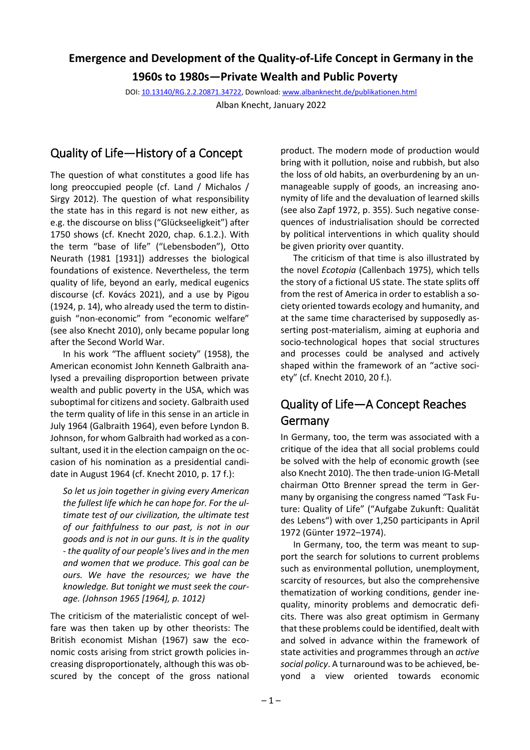**Emergence and Development of the Quality-of-Life Concept in Germany in the 1960s to 1980s—Private Wealth and Public Poverty**

DOI: 10.13140/RG.2.2.20871.34722, Download: www.albanknecht.de/publikationen.html

Alban Knecht, January 2022

## Quality of Life—History of a Concept

The question of what constitutes a good life has long preoccupied people (cf. Land / Michalos / Sirgy 2012). The question of what responsibility the state has in this regard is not new either, as e.g. the discourse on bliss ("Glückseeligkeit") after 1750 shows (cf. Knecht 2020, chap. 6.1.2.). With the term "base of life" ("Lebensboden"), Otto Neurath (1981 [1931]) addresses the biological foundations of existence. Nevertheless, the term quality of life, beyond an early, medical eugenics discourse (cf. Kovács 2021), and a use by Pigou (1924, p. 14), who already used the term to distinguish "non-economic" from "economic welfare" (see also Knecht 2010), only became popular long after the Second World War.

In his work "The affluent society" (1958), the American economist John Kenneth Galbraith analysed a prevailing disproportion between private wealth and public poverty in the USA, which was suboptimal for citizens and society. Galbraith used the term quality of life in this sense in an article in July 1964 (Galbraith 1964), even before Lyndon B. Johnson, for whom Galbraith had worked as a consultant, used it in the election campaign on the occasion of his nomination as a presidential candidate in August 1964 (cf. Knecht 2010, p. 17 f.):

> *So let us join together in giving every American the fullest life which he can hope for. For the ultimate test of our civilization, the ultimate test of our faithfulness to our past, is not in our goods and is not in our guns. It is in the quality - the quality of our people's lives and in the men and women that we produce. This goal can be ours. We have the resources; we have the knowledge. But tonight we must seek the courage. (Johnson 1965 [1964], p. 1012)*

The criticism of the materialistic concept of welfare was then taken up by other theorists: The British economist Mishan (1967) saw the economic costs arising from strict growth policies increasing disproportionately, although this was obscured by the concept of the gross national product. The modern mode of production would bring with it pollution, noise and rubbish, but also the loss of old habits, an overburdening by an unmanageable supply of goods, an increasing anonymity of life and the devaluation of learned skills (see also Zapf 1972, p. 355). Such negative consequences of industrialisation should be corrected by political interventions in which quality should be given priority over quantity.

The criticism of that time is also illustrated by the novel *Ecotopia* (Callenbach 1975), which tells the story of a fictional US state. The state splits off from the rest of America in order to establish a society oriented towards ecology and humanity, and at the same time characterised by supposedly asserting post-materialism, aiming at euphoria and socio-technological hopes that social structures and processes could be analysed and actively shaped within the framework of an "active society" (cf. Knecht 2010, 20 f.).

## Quality of Life—A Concept Reaches Germany

In Germany, too, the term was associated with a critique of the idea that all social problems could be solved with the help of economic growth (see also Knecht 2010). The then trade-union IG-Metall chairman Otto Brenner spread the term in Germany by organising the congress named "Task Future: Quality of Life" ("Aufgabe Zukunft: Qualität des Lebens") with over 1,250 participants in April 1972 (Günter 1972–1974).

In Germany, too, the term was meant to support the search for solutions to current problems such as environmental pollution, unemployment, scarcity of resources, but also the comprehensive thematization of working conditions, gender inequality, minority problems and democratic deficits. There was also great optimism in Germany that these problems could be identified, dealt with and solved in advance within the framework of state activities and programmes through an *active social policy*. A turnaround was to be achieved, beyond a view oriented towards economic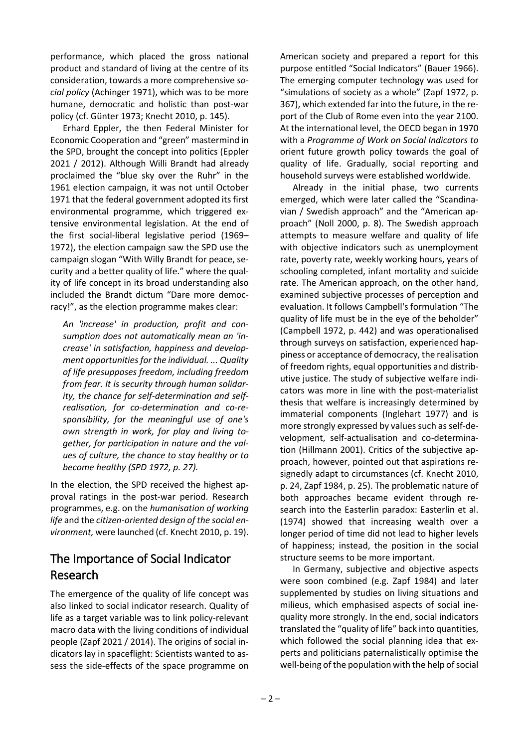performance, which placed the gross national product and standard of living at the centre of its consideration, towards a more comprehensive *social policy* (Achinger 1971), which was to be more humane, democratic and holistic than post-war policy (cf. Günter 1973; Knecht 2010, p. 145).

Erhard Eppler, the then Federal Minister for Economic Cooperation and "green" mastermind in the SPD, brought the concept into politics (Eppler 2021 / 2012). Although Willi Brandt had already proclaimed the "blue sky over the Ruhr" in the 1961 election campaign, it was not until October 1971 that the federal government adopted its first environmental programme, which triggered extensive environmental legislation. At the end of the first social-liberal legislative period (1969–1972), the election campaign saw the SPD use the campaign slogan "With Willy Brandt for peace, security and a better quality of life." where the quality of life concept in its broad understanding also included the Brandt dictum "Dare more democracy!", as the election programme makes clear:

> *An 'increase' in production, profit and consumption does not automatically mean an 'increase' in satisfaction, happiness and development opportunities for the individual. ... Quality of life presupposes freedom, including freedom from fear. It is security through human solidarity, the chance for self-determination and self-realisation, for co-determination and co-responsibility, for the meaningful use of one's own strength in work, for play and living together, for participation in nature and the values of culture, the chance to stay healthy or to become healthy (SPD 1972, p. 27).*

In the election, the SPD received the highest approval ratings in the post-war period. Research programmes, e.g. on the *humanisation of working life* and the *citizen-oriented design of the social environment,* were launched (cf. Knecht 2010, p. 19).

## The Importance of Social Indicator Research

The emergence of the quality of life concept was also linked to social indicator research. Quality of life as a target variable was to link policy-relevant macro data with the living conditions of individual people (Zapf 2021 / 2014). The origins of social indicators lay in spaceflight: Scientists wanted to assess the side-effects of the space programme on American society and prepared a report for this purpose entitled "Social Indicators" (Bauer 1966). The emerging computer technology was used for "simulations of society as a whole" (Zapf 1972, p. 367), which extended far into the future, in the report of the Club of Rome even into the year 2100. At the international level, the OECD began in 1970 with a *Programme of Work on Social Indicators to* orient future growth policy towards the goal of quality of life. Gradually, social reporting and household surveys were established worldwide.

Already in the initial phase, two currents emerged, which were later called the "Scandinavian / Swedish approach" and the "American approach" (Noll 2000, p. 8). The Swedish approach attempts to measure welfare and quality of life with objective indicators such as unemployment rate, poverty rate, weekly working hours, years of schooling completed, infant mortality and suicide rate. The American approach, on the other hand, examined subjective processes of perception and evaluation. It follows Campbell's formulation "The quality of life must be in the eye of the beholder" (Campbell 1972, p. 442) and was operationalised through surveys on satisfaction, experienced happiness or acceptance of democracy, the realisation of freedom rights, equal opportunities and distributive justice. The study of subjective welfare indicators was more in line with the post-materialist thesis that welfare is increasingly determined by immaterial components (Inglehart 1977) and is more strongly expressed by values such as self-development, self-actualisation and co-determination (Hillmann 2001). Critics of the subjective approach, however, pointed out that aspirations resignedly adapt to circumstances (cf. Knecht 2010, p. 24, Zapf 1984, p. 25). The problematic nature of both approaches became evident through research into the Easterlin paradox: Easterlin et al. (1974) showed that increasing wealth over a longer period of time did not lead to higher levels of happiness; instead, the position in the social structure seems to be more important.

In Germany, subjective and objective aspects were soon combined (e.g. Zapf 1984) and later supplemented by studies on living situations and milieus, which emphasised aspects of social inequality more strongly. In the end, social indicators translated the "quality of life" back into quantities, which followed the social planning idea that experts and politicians paternalistically optimise the well-being of the population with the help of social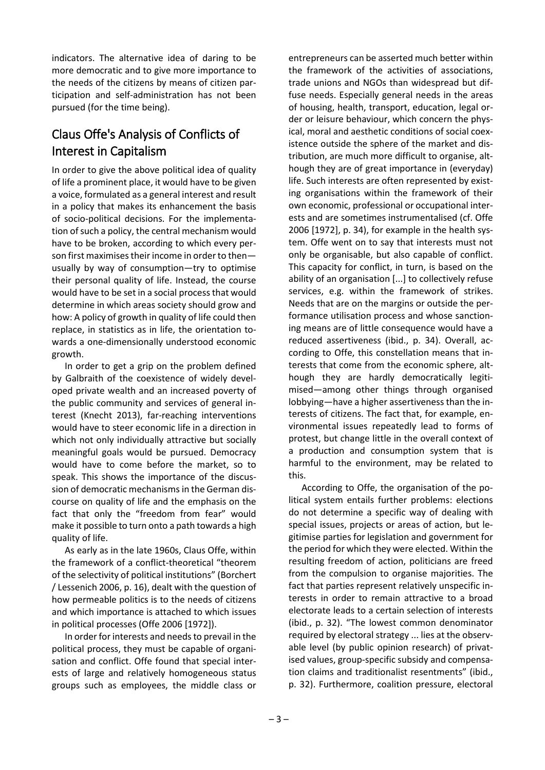indicators. The alternative idea of daring to be more democratic and to give more importance to the needs of the citizens by means of citizen participation and self-administration has not been pursued (for the time being).

## Claus Offe's Analysis of Conflicts of Interest in Capitalism

In order to give the above political idea of quality of life a prominent place, it would have to be given a voice, formulated as a general interest and result in a policy that makes its enhancement the basis of socio-political decisions. For the implementation of such a policy, the central mechanism would have to be broken, according to which every person first maximises their income in order to then—usually by way of consumption—try to optimise their personal quality of life. Instead, the course would have to be set in a social process that would determine in which areas society should grow and how: A policy of growth in quality of life could then replace, in statistics as in life, the orientation towards a one-dimensionally understood economic growth.

In order to get a grip on the problem defined by Galbraith of the coexistence of widely developed private wealth and an increased poverty of the public community and services of general interest (Knecht 2013), far-reaching interventions would have to steer economic life in a direction in which not only individually attractive but socially meaningful goals would be pursued. Democracy would have to come before the market, so to speak. This shows the importance of the discussion of democratic mechanisms in the German discourse on quality of life and the emphasis on the fact that only the "freedom from fear" would make it possible to turn onto a path towards a high quality of life.

As early as in the late 1960s, Claus Offe, within the framework of a conflict-theoretical "theorem of the selectivity of political institutions" (Borchert / Lessenich 2006, p. 16), dealt with the question of how permeable politics is to the needs of citizens and which importance is attached to which issues in political processes (Offe 2006 [1972]).

In order for interests and needs to prevail in the political process, they must be capable of organisation and conflict. Offe found that special interests of large and relatively homogeneous status groups such as employees, the middle class or entrepreneurs can be asserted much better within the framework of the activities of associations, trade unions and NGOs than widespread but diffuse needs. Especially general needs in the areas of housing, health, transport, education, legal order or leisure behaviour, which concern the physical, moral and aesthetic conditions of social coexistence outside the sphere of the market and distribution, are much more difficult to organise, although they are of great importance in (everyday) life. Such interests are often represented by existing organisations within the framework of their own economic, professional or occupational interests and are sometimes instrumentalised (cf. Offe 2006 [1972], p. 34), for example in the health system. Offe went on to say that interests must not only be organisable, but also capable of conflict. This capacity for conflict, in turn, is based on the ability of an organisation [...] to collectively refuse services, e.g. within the framework of strikes. Needs that are on the margins or outside the performance utilisation process and whose sanctioning means are of little consequence would have a reduced assertiveness (ibid., p. 34). Overall, according to Offe, this constellation means that interests that come from the economic sphere, although they are hardly democratically legitimised—among other things through organised lobbying—have a higher assertiveness than the interests of citizens. The fact that, for example, environmental issues repeatedly lead to forms of protest, but change little in the overall context of a production and consumption system that is harmful to the environment, may be related to this.

According to Offe, the organisation of the political system entails further problems: elections do not determine a specific way of dealing with special issues, projects or areas of action, but legitimise parties for legislation and government for the period for which they were elected. Within the resulting freedom of action, politicians are freed from the compulsion to organise majorities. The fact that parties represent relatively unspecific interests in order to remain attractive to a broad electorate leads to a certain selection of interests (ibid., p. 32). "The lowest common denominator required by electoral strategy ... lies at the observable level (by public opinion research) of privatised values, group-specific subsidy and compensation claims and traditionalist resentments" (ibid., p. 32). Furthermore, coalition pressure, electoral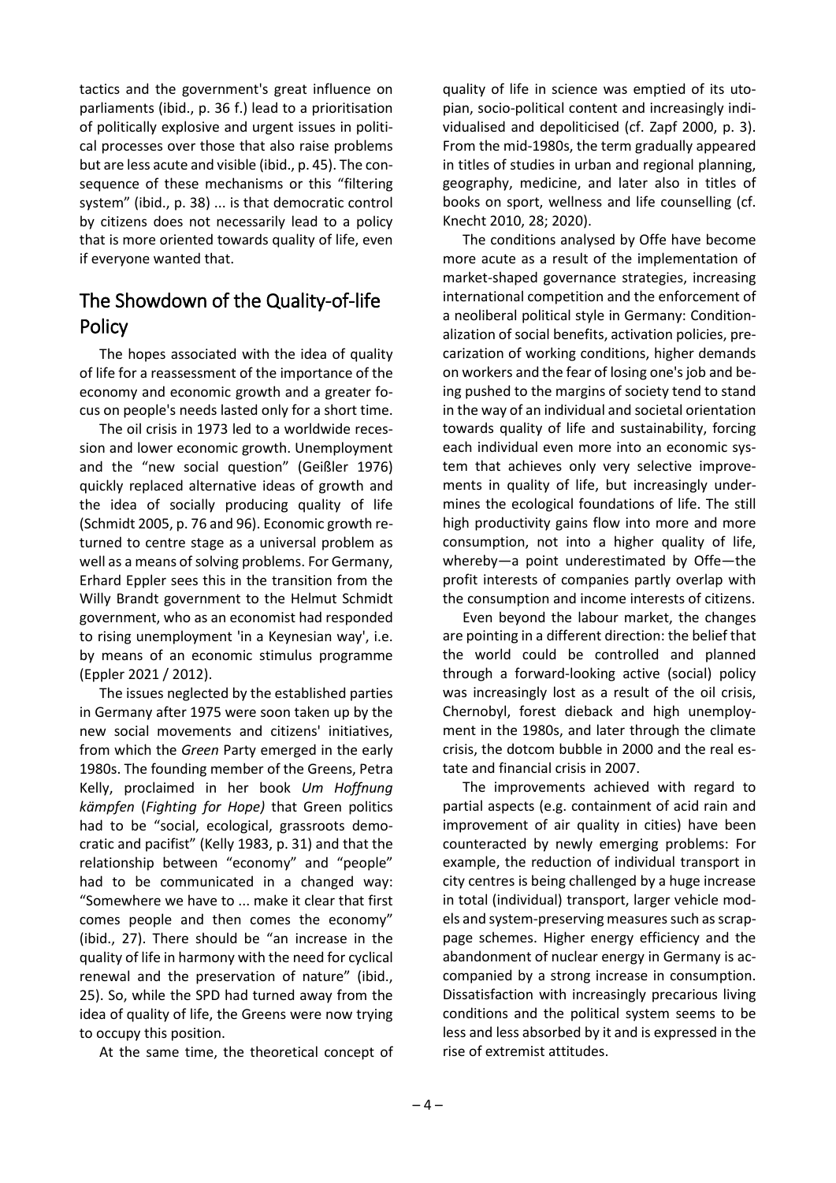tactics and the government's great influence on parliaments (ibid., p. 36 f.) lead to a prioritisation of politically explosive and urgent issues in political processes over those that also raise problems but are less acute and visible (ibid., p. 45). The consequence of these mechanisms or this "filtering system" (ibid., p. 38) ... is that democratic control by citizens does not necessarily lead to a policy that is more oriented towards quality of life, even if everyone wanted that.

## The Showdown of the Quality-of-life Policy

The hopes associated with the idea of quality of life for a reassessment of the importance of the economy and economic growth and a greater focus on people's needs lasted only for a short time.

The oil crisis in 1973 led to a worldwide recession and lower economic growth. Unemployment and the "new social question" (Geißler 1976) quickly replaced alternative ideas of growth and the idea of socially producing quality of life (Schmidt 2005, p. 76 and 96). Economic growth returned to centre stage as a universal problem as well as a means of solving problems. For Germany, Erhard Eppler sees this in the transition from the Willy Brandt government to the Helmut Schmidt government, who as an economist had responded to rising unemployment 'in a Keynesian way', i.e. by means of an economic stimulus programme (Eppler 2021 / 2012).

The issues neglected by the established parties in Germany after 1975 were soon taken up by the new social movements and citizens' initiatives, from which the *Green* Party emerged in the early 1980s. The founding member of the Greens, Petra Kelly, proclaimed in her book *Um Hoffnung kämpfen* (*Fighting for Hope)* that Green politics had to be "social, ecological, grassroots democratic and pacifist" (Kelly 1983, p. 31) and that the relationship between "economy" and "people" had to be communicated in a changed way: "Somewhere we have to ... make it clear that first comes people and then comes the economy" (ibid., 27). There should be "an increase in the quality of life in harmony with the need for cyclical renewal and the preservation of nature" (ibid., 25). So, while the SPD had turned away from the idea of quality of life, the Greens were now trying to occupy this position.

At the same time, the theoretical concept of quality of life in science was emptied of its utopian, socio-political content and increasingly individualised and depoliticised (cf. Zapf 2000, p. 3). From the mid-1980s, the term gradually appeared in titles of studies in urban and regional planning, geography, medicine, and later also in titles of books on sport, wellness and life counselling (cf. Knecht 2010, 28; 2020).

The conditions analysed by Offe have become more acute as a result of the implementation of market-shaped governance strategies, increasing international competition and the enforcement of a neoliberal political style in Germany: Conditionalization of social benefits, activation policies, precarization of working conditions, higher demands on workers and the fear of losing one's job and being pushed to the margins of society tend to stand in the way of an individual and societal orientation towards quality of life and sustainability, forcing each individual even more into an economic system that achieves only very selective improvements in quality of life, but increasingly undermines the ecological foundations of life. The still high productivity gains flow into more and more consumption, not into a higher quality of life, whereby—a point underestimated by Offe—the profit interests of companies partly overlap with the consumption and income interests of citizens.

Even beyond the labour market, the changes are pointing in a different direction: the belief that the world could be controlled and planned through a forward-looking active (social) policy was increasingly lost as a result of the oil crisis, Chernobyl, forest dieback and high unemployment in the 1980s, and later through the climate crisis, the dotcom bubble in 2000 and the real estate and financial crisis in 2007.

The improvements achieved with regard to partial aspects (e.g. containment of acid rain and improvement of air quality in cities) have been counteracted by newly emerging problems: For example, the reduction of individual transport in city centres is being challenged by a huge increase in total (individual) transport, larger vehicle models and system-preserving measures such as scrappage schemes. Higher energy efficiency and the abandonment of nuclear energy in Germany is accompanied by a strong increase in consumption. Dissatisfaction with increasingly precarious living conditions and the political system seems to be less and less absorbed by it and is expressed in the rise of extremist attitudes.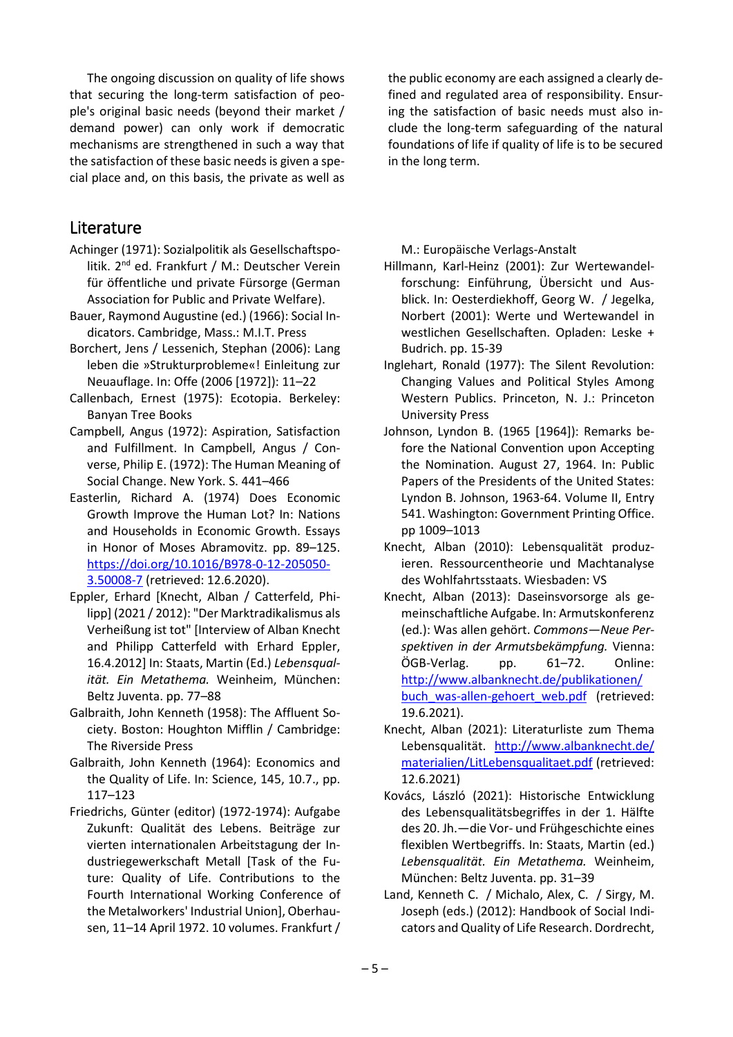The ongoing discussion on quality of life shows that securing the long-term satisfaction of people's original basic needs (beyond their market / demand power) can only work if democratic mechanisms are strengthened in such a way that the satisfaction of these basic needs is given a special place and, on this basis, the private as well as the public economy are each assigned a clearly defined and regulated area of responsibility. Ensuring the satisfaction of basic needs must also include the long-term safeguarding of the natural foundations of life if quality of life is to be secured in the long term.

## Literature

Achinger (1971): Sozialpolitik als Gesellschaftspolitik. 2nd ed. Frankfurt / M.: Deutscher Verein für öffentliche und private Fürsorge (German Association for Public and Private Welfare).

Bauer, Raymond Augustine (ed.) (1966): Social Indicators. Cambridge, Mass.: M.I.T. Press

Borchert, Jens / Lessenich, Stephan (2006): Lang leben die »Strukturprobleme«! Einleitung zur Neuauflage. In: Offe (2006 [1972]): 11–22

Callenbach, Ernest (1975): Ecotopia. Berkeley: Banyan Tree Books

Campbell, Angus (1972): Aspiration, Satisfaction and Fulfillment. In Campbell, Angus / Converse, Philip E. (1972): The Human Meaning of Social Change. New York. S. 441–466

Easterlin, Richard A. (1974) Does Economic Growth Improve the Human Lot? In: Nations and Households in Economic Growth. Essays in Honor of Moses Abramovitz. pp. 89–125. https://doi.org/10.1016/B978-0-12-205050-3.50008-7 (retrieved: 12.6.2020).

Eppler, Erhard [Knecht, Alban / Catterfeld, Philipp] (2021 / 2012): "Der Marktradikalismus als Verheißung ist tot" [Interview of Alban Knecht and Philipp Catterfeld with Erhard Eppler, 16.4.2012] In: Staats, Martin (Ed.) *Lebensqualität. Ein Metathema.* Weinheim, München: Beltz Juventa. pp. 77–88

Galbraith, John Kenneth (1958): The Affluent Society. Boston: Houghton Mifflin / Cambridge: The Riverside Press

Galbraith, John Kenneth (1964): Economics and the Quality of Life. In: Science, 145, 10.7., pp. 117–123

Friedrichs, Günter (editor) (1972-1974): Aufgabe Zukunft: Qualität des Lebens. Beiträge zur vierten internationalen Arbeitstagung der Industriegewerkschaft Metall [Task of the Future: Quality of Life. Contributions to the Fourth International Working Conference of the Metalworkers' Industrial Union], Oberhausen, 11–14 April 1972. 10 volumes. Frankfurt / M.: Europäische Verlags-Anstalt

Hillmann, Karl-Heinz (2001): Zur Wertewandelforschung: Einführung, Übersicht und Ausblick. In: Oesterdiekhoff, Georg W. / Jegelka, Norbert (2001): Werte und Wertewandel in westlichen Gesellschaften. Opladen: Leske + Budrich. pp. 15-39

Inglehart, Ronald (1977): The Silent Revolution: Changing Values and Political Styles Among Western Publics. Princeton, N. J.: Princeton University Press

Johnson, Lyndon B. (1965 [1964]): Remarks before the National Convention upon Accepting the Nomination. August 27, 1964. In: Public Papers of the Presidents of the United States: Lyndon B. Johnson, 1963-64. Volume II, Entry 541. Washington: Government Printing Office. pp 1009–1013

Knecht, Alban (2010): Lebensqualität produzieren. Ressourcentheorie und Machtanalyse des Wohlfahrtsstaats. Wiesbaden: VS

Knecht, Alban (2013): Daseinsvorsorge als gemeinschaftliche Aufgabe. In: Armutskonferenz (ed.): Was allen gehört. *Commons—Neue Perspektiven in der Armutsbekämpfung.* Vienna: ÖGB-Verlag. pp. 61–72. Online: http://www.albanknecht.de/publikationen/buch_was-allen-gehoert_web.pdf (retrieved: 19.6.2021).

Knecht, Alban (2021): Literaturliste zum Thema Lebensqualität. http://www.albanknecht.de/materialien/LitLebensqualitaet.pdf (retrieved: 12.6.2021)

Kovács, László (2021): Historische Entwicklung des Lebensqualitätsbegriffes in der 1. Hälfte des 20. Jh.—die Vor- und Frühgeschichte eines flexiblen Wertbegriffs. In: Staats, Martin (ed.) *Lebensqualität. Ein Metathema.* Weinheim, München: Beltz Juventa. pp. 31–39

Land, Kenneth C. / Michalo, Alex, C. / Sirgy, M. Joseph (eds.) (2012): Handbook of Social Indicators and Quality of Life Research. Dordrecht,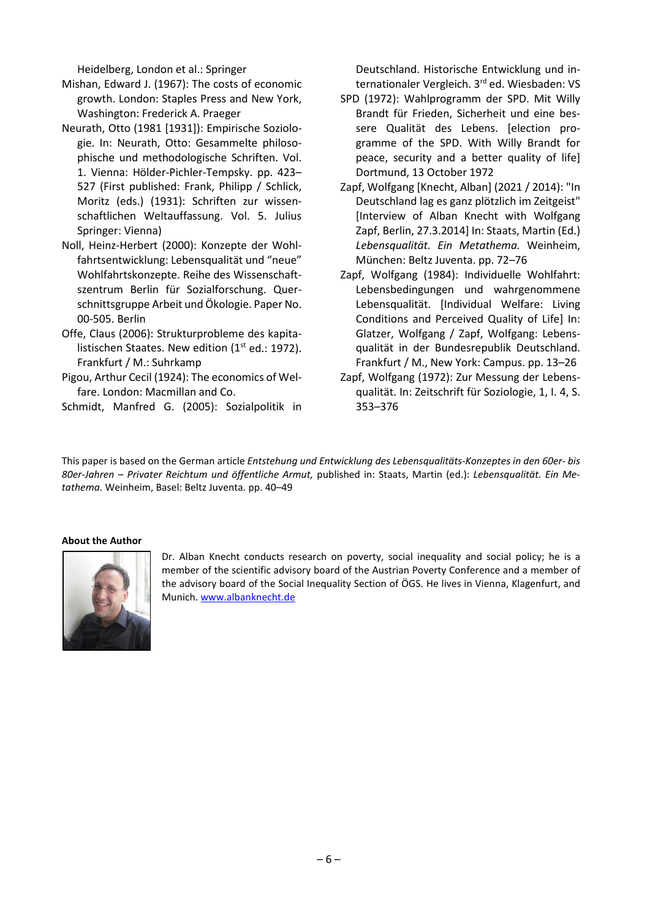Heidelberg, London et al.: Springer

Mishan, Edward J. (1967): The costs of economic growth. London: Staples Press and New York, Washington: Frederick A. Praeger

Neurath, Otto (1981 [1931]): Empirische Soziologie. In: Neurath, Otto: Gesammelte philosophische und methodologische Schriften. Vol. 1. Vienna: Hölder-Pichler-Tempsky. pp. 423–527 (First published: Frank, Philipp / Schlick, Moritz (eds.) (1931): Schriften zur wissenschaftlichen Weltauffassung. Vol. 5. Julius Springer: Vienna)

Noll, Heinz-Herbert (2000): Konzepte der Wohlfahrtsentwicklung: Lebensqualität und "neue" Wohlfahrtskonzepte. Reihe des Wissenschaftszentrum Berlin für Sozialforschung. Querschnittsgruppe Arbeit und Ökologie. Paper No. 00-505. Berlin

Offe, Claus (2006): Strukturprobleme des kapitalistischen Staates. New edition (1st ed.: 1972). Frankfurt / M.: Suhrkamp

Pigou, Arthur Cecil (1924): The economics of Welfare. London: Macmillan and Co.

Schmidt, Manfred G. (2005): Sozialpolitik in Deutschland. Historische Entwicklung und internationaler Vergleich. 3rd ed. Wiesbaden: VS

SPD (1972): Wahlprogramm der SPD. Mit Willy Brandt für Frieden, Sicherheit und eine bessere Qualität des Lebens. [election programme of the SPD. With Willy Brandt for peace, security and a better quality of life] Dortmund, 13 October 1972

Zapf, Wolfgang [Knecht, Alban] (2021 / 2014): "In Deutschland lag es ganz plötzlich im Zeitgeist" [Interview of Alban Knecht with Wolfgang Zapf, Berlin, 27.3.2014] In: Staats, Martin (Ed.) *Lebensqualität. Ein Metathema.* Weinheim, München: Beltz Juventa. pp. 72–76

Zapf, Wolfgang (1984): Individuelle Wohlfahrt: Lebensbedingungen und wahrgenommene Lebensqualität. [Individual Welfare: Living Conditions and Perceived Quality of Life] In: Glatzer, Wolfgang / Zapf, Wolfgang: Lebensqualität in der Bundesrepublik Deutschland. Frankfurt / M., New York: Campus. pp. 13–26

Zapf, Wolfgang (1972): Zur Messung der Lebensqualität. In: Zeitschrift für Soziologie, 1, I. 4, S. 353–376

This paper is based on the German article *Entstehung und Entwicklung des Lebensqualitäts-Konzeptes in den 60er- bis 80er-Jahren – Privater Reichtum und öffentliche Armut,* published in: Staats, Martin (ed.): *Lebensqualität. Ein Metathema.* Weinheim, Basel: Beltz Juventa. pp. 40–49

**About the Author**

Dr. Alban Knecht conducts research on poverty, social inequality and social policy; he is a member of the scientific advisory board of the Austrian Poverty Conference and a member of the advisory board of the Social Inequality Section of ÖGS. He lives in Vienna, Klagenfurt, and Munich. www.albanknecht.de